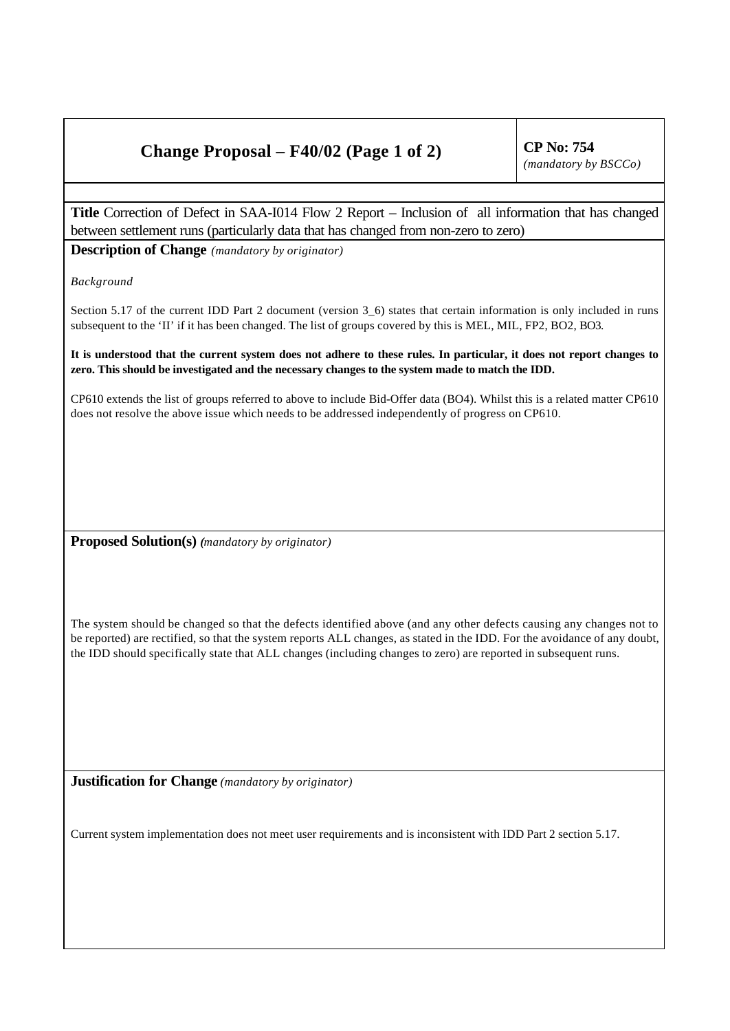# Change Proposal – F40/02

**CP No: 754**
*(mandatory by BSCCo)*

**Title** Correction of Defect in SAA-I014 Flow 2 Report – Inclusion of all information that has changed between settlement runs (particularly data that has changed from non-zero to zero)

**Description of Change** *(mandatory by originator)*

*Background*

Section 5.17 of the current IDD Part 2 document (version 3_6) states that certain information is only included in runs subsequent to the 'II' if it has been changed. The list of groups covered by this is MEL, MIL, FP2, BO2, BO3.

**It is understood that the current system does not adhere to these rules. In particular, it does not report changes to zero. This should be investigated and the necessary changes to the system made to match the IDD.**

CP610 extends the list of groups referred to above to include Bid-Offer data (BO4). Whilst this is a related matter CP610 does not resolve the above issue which needs to be addressed independently of progress on CP610.

**Proposed Solution(s)** *(mandatory by originator)*

The system should be changed so that the defects identified above (and any other defects causing any changes not to be reported) are rectified, so that the system reports ALL changes, as stated in the IDD. For the avoidance of any doubt, the IDD should specifically state that ALL changes (including changes to zero) are reported in subsequent runs.

**Justification for Change** *(mandatory by originator)*

Current system implementation does not meet user requirements and is inconsistent with IDD Part 2 section 5.17.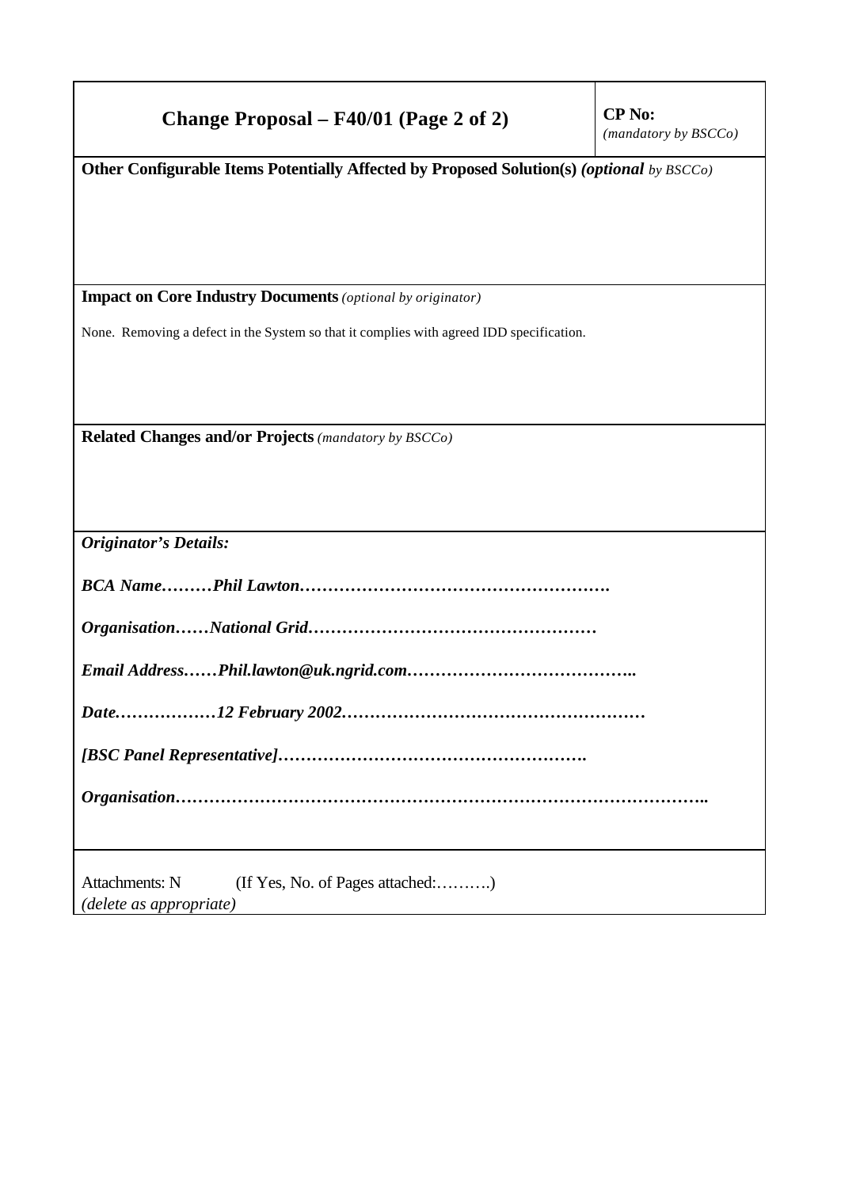| **Change Proposal – F40/01 (Page 2 of 2)** | **CP No:** *(mandatory by BSCCo)* |
|---|---|

**Other Configurable Items Potentially Affected by Proposed Solution(s)** ***(optional** by BSCCo)*

**Impact on Core Industry Documents** *(optional by originator)*

None. Removing a defect in the System so that it complies with agreed IDD specification.

**Related Changes and/or Projects** *(mandatory by BSCCo)*

***Originator's Details:***

***BCA Name………Phil Lawton……………………………………………….***

***Organisation……National Grid……………………………………………***

***Email Address……Phil.lawton@uk.ngrid.com…………………………………..***

***Date………………12 February 2002………………………………………………***

***[BSC Panel Representative]……………………………………………….***

***Organisation…………………………………………………………………………..***

Attachments: N (If Yes, No. of Pages attached:……….)
*(delete as appropriate)*